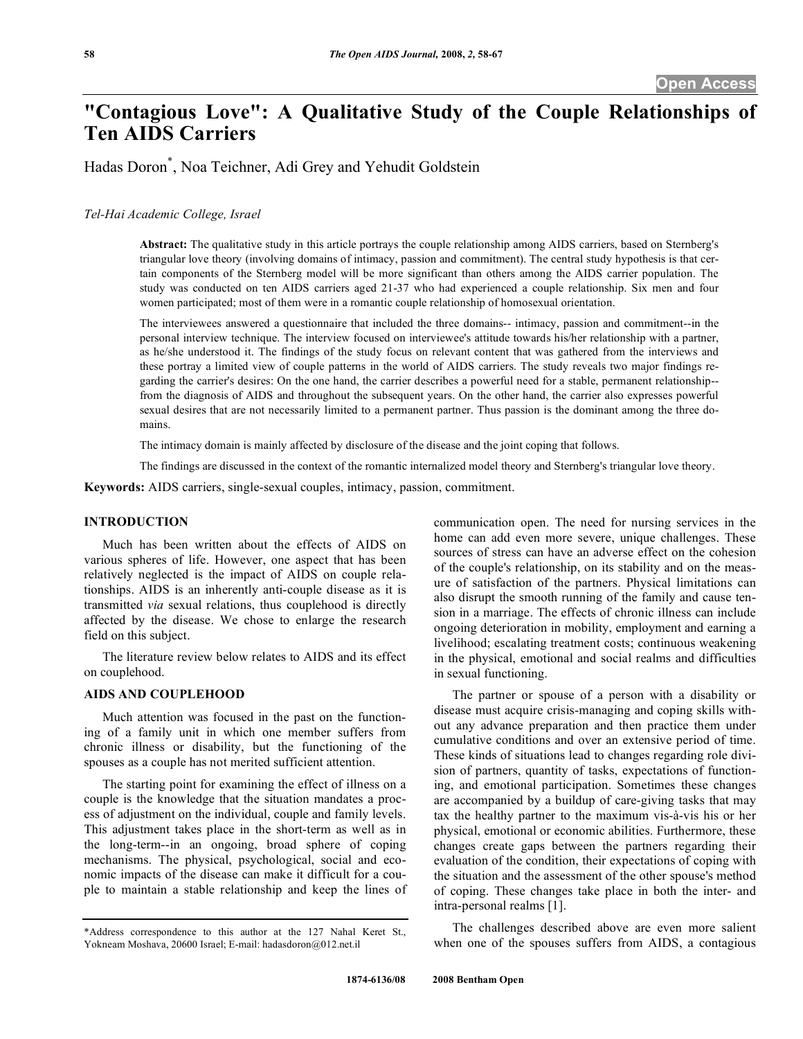# "Contagious Love": A Qualitative Study of the Couple Relationships of Ten AIDS Carriers

Hadas Doron*, Noa Teichner, Adi Grey and Yehudit Goldstein

*Tel-Hai Academic College, Israel*

**Abstract:** The qualitative study in this article portrays the couple relationship among AIDS carriers, based on Sternberg's triangular love theory (involving domains of intimacy, passion and commitment). The central study hypothesis is that certain components of the Sternberg model will be more significant than others among the AIDS carrier population. The study was conducted on ten AIDS carriers aged 21-37 who had experienced a couple relationship. Six men and four women participated; most of them were in a romantic couple relationship of homosexual orientation.

The interviewees answered a questionnaire that included the three domains-- intimacy, passion and commitment--in the personal interview technique. The interview focused on interviewee's attitude towards his/her relationship with a partner, as he/she understood it. The findings of the study focus on relevant content that was gathered from the interviews and these portray a limited view of couple patterns in the world of AIDS carriers. The study reveals two major findings regarding the carrier's desires: On the one hand, the carrier describes a powerful need for a stable, permanent relationship--from the diagnosis of AIDS and throughout the subsequent years. On the other hand, the carrier also expresses powerful sexual desires that are not necessarily limited to a permanent partner. Thus passion is the dominant among the three domains.

The intimacy domain is mainly affected by disclosure of the disease and the joint coping that follows.

The findings are discussed in the context of the romantic internalized model theory and Sternberg's triangular love theory.

**Keywords:** AIDS carriers, single-sexual couples, intimacy, passion, commitment.

## INTRODUCTION

Much has been written about the effects of AIDS on various spheres of life. However, one aspect that has been relatively neglected is the impact of AIDS on couple relationships. AIDS is an inherently anti-couple disease as it is transmitted *via* sexual relations, thus couplehood is directly affected by the disease. We chose to enlarge the research field on this subject.

The literature review below relates to AIDS and its effect on couplehood.

## AIDS AND COUPLEHOOD

Much attention was focused in the past on the functioning of a family unit in which one member suffers from chronic illness or disability, but the functioning of the spouses as a couple has not merited sufficient attention.

The starting point for examining the effect of illness on a couple is the knowledge that the situation mandates a process of adjustment on the individual, couple and family levels. This adjustment takes place in the short-term as well as in the long-term--in an ongoing, broad sphere of coping mechanisms. The physical, psychological, social and economic impacts of the disease can make it difficult for a couple to maintain a stable relationship and keep the lines of communication open. The need for nursing services in the home can add even more severe, unique challenges. These sources of stress can have an adverse effect on the cohesion of the couple's relationship, on its stability and on the measure of satisfaction of the partners. Physical limitations can also disrupt the smooth running of the family and cause tension in a marriage. The effects of chronic illness can include ongoing deterioration in mobility, employment and earning a livelihood; escalating treatment costs; continuous weakening in the physical, emotional and social realms and difficulties in sexual functioning.

The partner or spouse of a person with a disability or disease must acquire crisis-managing and coping skills without any advance preparation and then practice them under cumulative conditions and over an extensive period of time. These kinds of situations lead to changes regarding role division of partners, quantity of tasks, expectations of functioning, and emotional participation. Sometimes these changes are accompanied by a buildup of care-giving tasks that may tax the healthy partner to the maximum vis-à-vis his or her physical, emotional or economic abilities. Furthermore, these changes create gaps between the partners regarding their evaluation of the condition, their expectations of coping with the situation and the assessment of the other spouse's method of coping. These changes take place in both the inter- and intra-personal realms [1].

The challenges described above are even more salient when one of the spouses suffers from AIDS, a contagious

*Address correspondence to this author at the 127 Nahal Keret St., Yokneam Moshava, 20600 Israel; E-mail: hadasdoron@012.net.il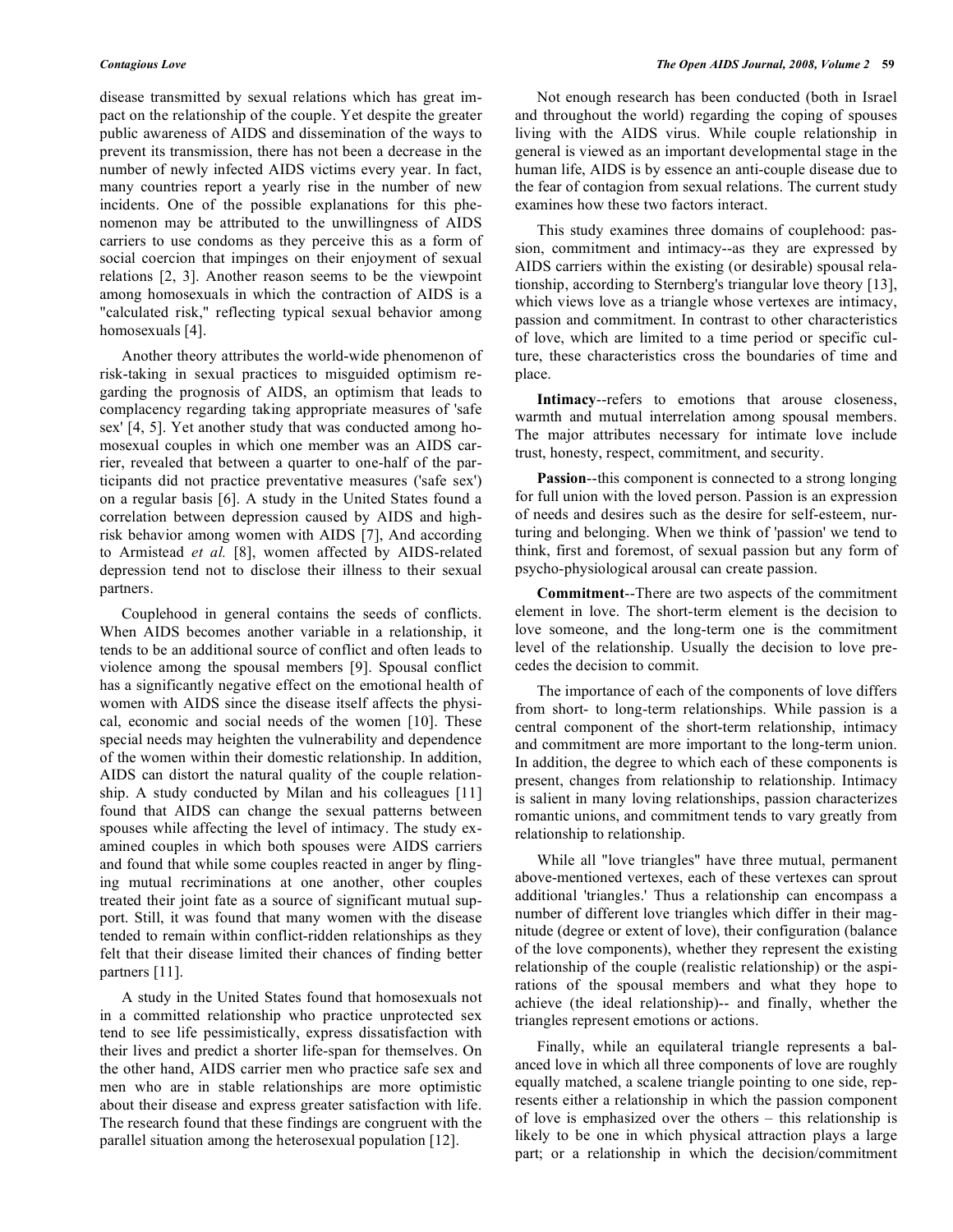disease transmitted by sexual relations which has great impact on the relationship of the couple. Yet despite the greater public awareness of AIDS and dissemination of the ways to prevent its transmission, there has not been a decrease in the number of newly infected AIDS victims every year. In fact, many countries report a yearly rise in the number of new incidents. One of the possible explanations for this phenomenon may be attributed to the unwillingness of AIDS carriers to use condoms as they perceive this as a form of social coercion that impinges on their enjoyment of sexual relations [2, 3]. Another reason seems to be the viewpoint among homosexuals in which the contraction of AIDS is a "calculated risk," reflecting typical sexual behavior among homosexuals [4].

Another theory attributes the world-wide phenomenon of risk-taking in sexual practices to misguided optimism regarding the prognosis of AIDS, an optimism that leads to complacency regarding taking appropriate measures of 'safe sex' [4, 5]. Yet another study that was conducted among homosexual couples in which one member was an AIDS carrier, revealed that between a quarter to one-half of the participants did not practice preventative measures ('safe sex') on a regular basis [6]. A study in the United States found a correlation between depression caused by AIDS and high-risk behavior among women with AIDS [7], And according to Armistead *et al.* [8], women affected by AIDS-related depression tend not to disclose their illness to their sexual partners.

Couplehood in general contains the seeds of conflicts. When AIDS becomes another variable in a relationship, it tends to be an additional source of conflict and often leads to violence among the spousal members [9]. Spousal conflict has a significantly negative effect on the emotional health of women with AIDS since the disease itself affects the physical, economic and social needs of the women [10]. These special needs may heighten the vulnerability and dependence of the women within their domestic relationship. In addition, AIDS can distort the natural quality of the couple relationship. A study conducted by Milan and his colleagues [11] found that AIDS can change the sexual patterns between spouses while affecting the level of intimacy. The study examined couples in which both spouses were AIDS carriers and found that while some couples reacted in anger by flinging mutual recriminations at one another, other couples treated their joint fate as a source of significant mutual support. Still, it was found that many women with the disease tended to remain within conflict-ridden relationships as they felt that their disease limited their chances of finding better partners [11].

A study in the United States found that homosexuals not in a committed relationship who practice unprotected sex tend to see life pessimistically, express dissatisfaction with their lives and predict a shorter life-span for themselves. On the other hand, AIDS carrier men who practice safe sex and men who are in stable relationships are more optimistic about their disease and express greater satisfaction with life. The research found that these findings are congruent with the parallel situation among the heterosexual population [12].

Not enough research has been conducted (both in Israel and throughout the world) regarding the coping of spouses living with the AIDS virus. While couple relationship in general is viewed as an important developmental stage in the human life, AIDS is by essence an anti-couple disease due to the fear of contagion from sexual relations. The current study examines how these two factors interact.

This study examines three domains of couplehood: passion, commitment and intimacy--as they are expressed by AIDS carriers within the existing (or desirable) spousal relationship, according to Sternberg's triangular love theory [13], which views love as a triangle whose vertexes are intimacy, passion and commitment. In contrast to other characteristics of love, which are limited to a time period or specific culture, these characteristics cross the boundaries of time and place.

**Intimacy**--refers to emotions that arouse closeness, warmth and mutual interrelation among spousal members. The major attributes necessary for intimate love include trust, honesty, respect, commitment, and security.

**Passion**--this component is connected to a strong longing for full union with the loved person. Passion is an expression of needs and desires such as the desire for self-esteem, nurturing and belonging. When we think of 'passion' we tend to think, first and foremost, of sexual passion but any form of psycho-physiological arousal can create passion.

**Commitment**--There are two aspects of the commitment element in love. The short-term element is the decision to love someone, and the long-term one is the commitment level of the relationship. Usually the decision to love precedes the decision to commit.

The importance of each of the components of love differs from short- to long-term relationships. While passion is a central component of the short-term relationship, intimacy and commitment are more important to the long-term union. In addition, the degree to which each of these components is present, changes from relationship to relationship. Intimacy is salient in many loving relationships, passion characterizes romantic unions, and commitment tends to vary greatly from relationship to relationship.

While all "love triangles" have three mutual, permanent above-mentioned vertexes, each of these vertexes can sprout additional 'triangles.' Thus a relationship can encompass a number of different love triangles which differ in their magnitude (degree or extent of love), their configuration (balance of the love components), whether they represent the existing relationship of the couple (realistic relationship) or the aspirations of the spousal members and what they hope to achieve (the ideal relationship)-- and finally, whether the triangles represent emotions or actions.

Finally, while an equilateral triangle represents a balanced love in which all three components of love are roughly equally matched, a scalene triangle pointing to one side, represents either a relationship in which the passion component of love is emphasized over the others – this relationship is likely to be one in which physical attraction plays a large part; or a relationship in which the decision/commitment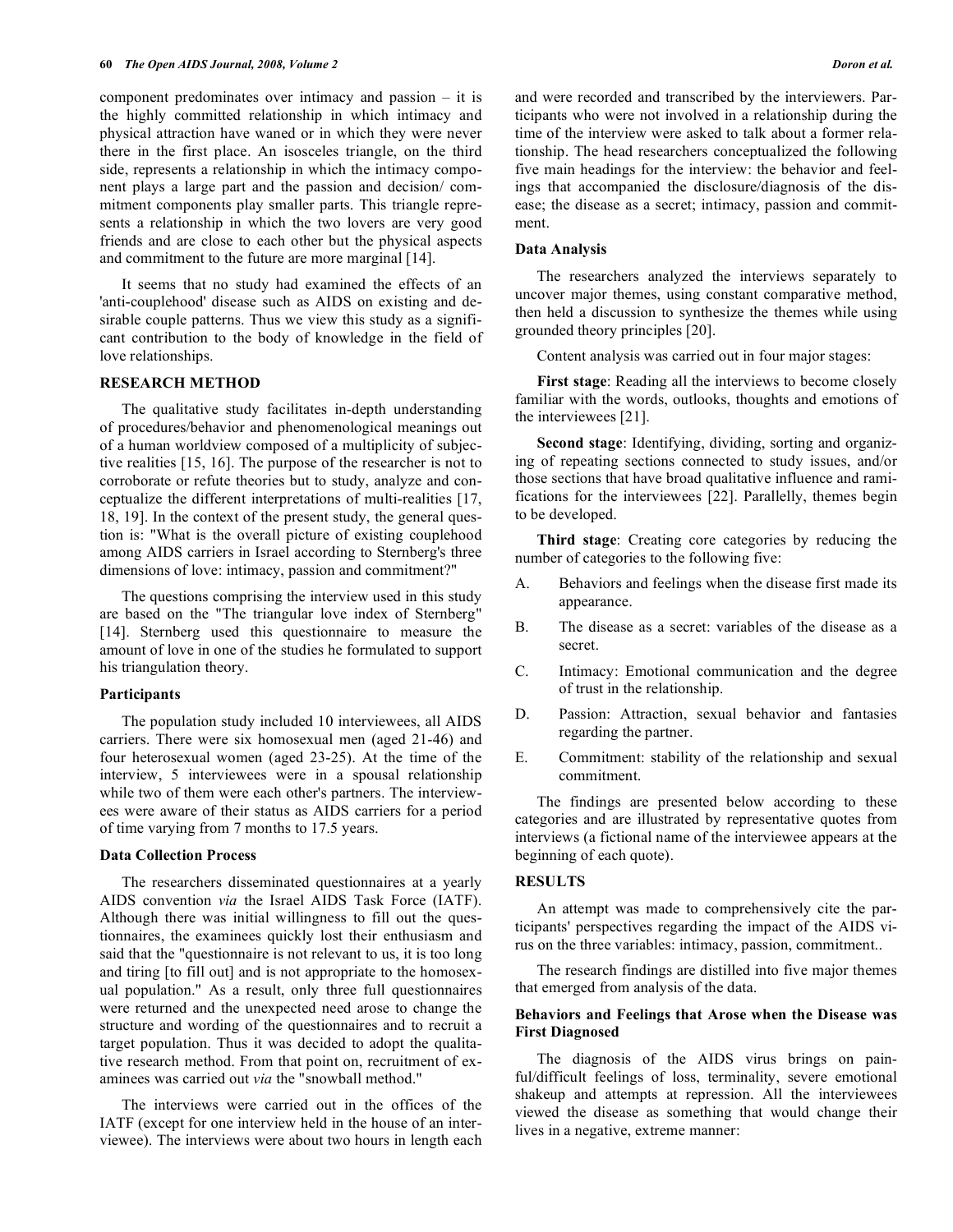component predominates over intimacy and passion – it is the highly committed relationship in which intimacy and physical attraction have waned or in which they were never there in the first place. An isosceles triangle, on the third side, represents a relationship in which the intimacy component plays a large part and the passion and decision/ commitment components play smaller parts. This triangle represents a relationship in which the two lovers are very good friends and are close to each other but the physical aspects and commitment to the future are more marginal [14].

It seems that no study had examined the effects of an 'anti-couplehood' disease such as AIDS on existing and desirable couple patterns. Thus we view this study as a significant contribution to the body of knowledge in the field of love relationships.

## RESEARCH METHOD

The qualitative study facilitates in-depth understanding of procedures/behavior and phenomenological meanings out of a human worldview composed of a multiplicity of subjective realities [15, 16]. The purpose of the researcher is not to corroborate or refute theories but to study, analyze and conceptualize the different interpretations of multi-realities [17, 18, 19]. In the context of the present study, the general question is: "What is the overall picture of existing couplehood among AIDS carriers in Israel according to Sternberg's three dimensions of love: intimacy, passion and commitment?"

The questions comprising the interview used in this study are based on the "The triangular love index of Sternberg" [14]. Sternberg used this questionnaire to measure the amount of love in one of the studies he formulated to support his triangulation theory.

### Participants

The population study included 10 interviewees, all AIDS carriers. There were six homosexual men (aged 21-46) and four heterosexual women (aged 23-25). At the time of the interview, 5 interviewees were in a spousal relationship while two of them were each other's partners. The interviewees were aware of their status as AIDS carriers for a period of time varying from 7 months to 17.5 years.

### Data Collection Process

The researchers disseminated questionnaires at a yearly AIDS convention *via* the Israel AIDS Task Force (IATF). Although there was initial willingness to fill out the questionnaires, the examinees quickly lost their enthusiasm and said that the "questionnaire is not relevant to us, it is too long and tiring [to fill out] and is not appropriate to the homosexual population." As a result, only three full questionnaires were returned and the unexpected need arose to change the structure and wording of the questionnaires and to recruit a target population. Thus it was decided to adopt the qualitative research method. From that point on, recruitment of examinees was carried out *via* the "snowball method."

The interviews were carried out in the offices of the IATF (except for one interview held in the house of an interviewee). The interviews were about two hours in length each and were recorded and transcribed by the interviewers. Participants who were not involved in a relationship during the time of the interview were asked to talk about a former relationship. The head researchers conceptualized the following five main headings for the interview: the behavior and feelings that accompanied the disclosure/diagnosis of the disease; the disease as a secret; intimacy, passion and commitment.

### Data Analysis

The researchers analyzed the interviews separately to uncover major themes, using constant comparative method, then held a discussion to synthesize the themes while using grounded theory principles [20].

Content analysis was carried out in four major stages:

**First stage**: Reading all the interviews to become closely familiar with the words, outlooks, thoughts and emotions of the interviewees [21].

**Second stage**: Identifying, dividing, sorting and organizing of repeating sections connected to study issues, and/or those sections that have broad qualitative influence and ramifications for the interviewees [22]. Parallelly, themes begin to be developed.

**Third stage**: Creating core categories by reducing the number of categories to the following five:

A. Behaviors and feelings when the disease first made its appearance.

B. The disease as a secret: variables of the disease as a secret.

C. Intimacy: Emotional communication and the degree of trust in the relationship.

D. Passion: Attraction, sexual behavior and fantasies regarding the partner.

E. Commitment: stability of the relationship and sexual commitment.

The findings are presented below according to these categories and are illustrated by representative quotes from interviews (a fictional name of the interviewee appears at the beginning of each quote).

## RESULTS

An attempt was made to comprehensively cite the participants' perspectives regarding the impact of the AIDS virus on the three variables: intimacy, passion, commitment..

The research findings are distilled into five major themes that emerged from analysis of the data.

### Behaviors and Feelings that Arose when the Disease was First Diagnosed

The diagnosis of the AIDS virus brings on painful/difficult feelings of loss, terminality, severe emotional shakeup and attempts at repression. All the interviewees viewed the disease as something that would change their lives in a negative, extreme manner: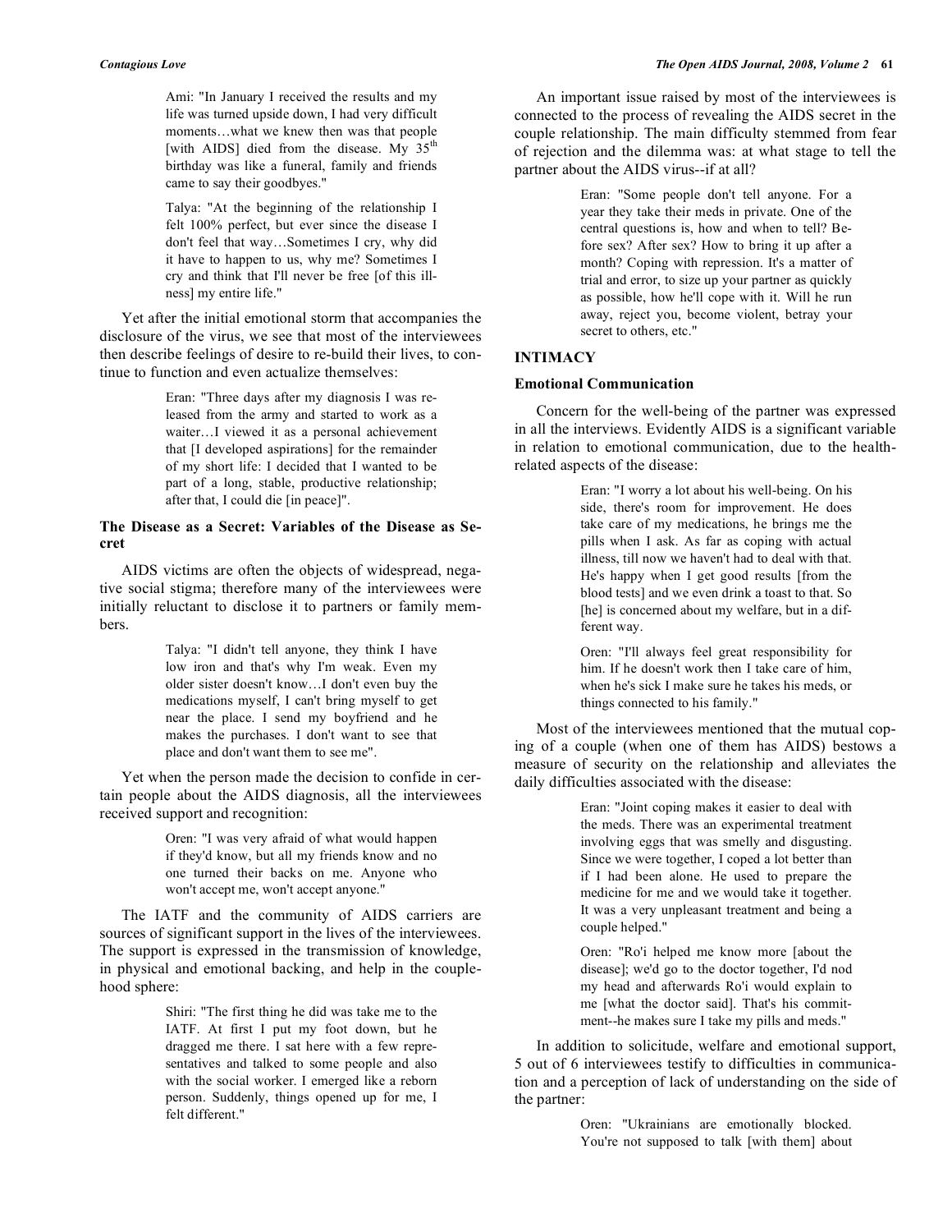> Ami: "In January I received the results and my life was turned upside down, I had very difficult moments…what we knew then was that people [with AIDS] died from the disease. My 35th birthday was like a funeral, family and friends came to say their goodbyes."

> Talya: "At the beginning of the relationship I felt 100% perfect, but ever since the disease I don't feel that way…Sometimes I cry, why did it have to happen to us, why me? Sometimes I cry and think that I'll never be free [of this illness] my entire life."

Yet after the initial emotional storm that accompanies the disclosure of the virus, we see that most of the interviewees then describe feelings of desire to re-build their lives, to continue to function and even actualize themselves:

> Eran: "Three days after my diagnosis I was released from the army and started to work as a waiter…I viewed it as a personal achievement that [I developed aspirations] for the remainder of my short life: I decided that I wanted to be part of a long, stable, productive relationship; after that, I could die [in peace]".

### The Disease as a Secret: Variables of the Disease as Secret

AIDS victims are often the objects of widespread, negative social stigma; therefore many of the interviewees were initially reluctant to disclose it to partners or family members.

> Talya: "I didn't tell anyone, they think I have low iron and that's why I'm weak. Even my older sister doesn't know…I don't even buy the medications myself, I can't bring myself to get near the place. I send my boyfriend and he makes the purchases. I don't want to see that place and don't want them to see me".

Yet when the person made the decision to confide in certain people about the AIDS diagnosis, all the interviewees received support and recognition:

> Oren: "I was very afraid of what would happen if they'd know, but all my friends know and no one turned their backs on me. Anyone who won't accept me, won't accept anyone."

The IATF and the community of AIDS carriers are sources of significant support in the lives of the interviewees. The support is expressed in the transmission of knowledge, in physical and emotional backing, and help in the couplehood sphere:

> Shiri: "The first thing he did was take me to the IATF. At first I put my foot down, but he dragged me there. I sat here with a few representatives and talked to some people and also with the social worker. I emerged like a reborn person. Suddenly, things opened up for me, I felt different."

An important issue raised by most of the interviewees is connected to the process of revealing the AIDS secret in the couple relationship. The main difficulty stemmed from fear of rejection and the dilemma was: at what stage to tell the partner about the AIDS virus--if at all?

> Eran: "Some people don't tell anyone. For a year they take their meds in private. One of the central questions is, how and when to tell? Before sex? After sex? How to bring it up after a month? Coping with repression. It's a matter of trial and error, to size up your partner as quickly as possible, how he'll cope with it. Will he run away, reject you, become violent, betray your secret to others, etc."

## INTIMACY

### Emotional Communication

Concern for the well-being of the partner was expressed in all the interviews. Evidently AIDS is a significant variable in relation to emotional communication, due to the health-related aspects of the disease:

> Eran: "I worry a lot about his well-being. On his side, there's room for improvement. He does take care of my medications, he brings me the pills when I ask. As far as coping with actual illness, till now we haven't had to deal with that. He's happy when I get good results [from the blood tests] and we even drink a toast to that. So [he] is concerned about my welfare, but in a different way.

> Oren: "I'll always feel great responsibility for him. If he doesn't work then I take care of him, when he's sick I make sure he takes his meds, or things connected to his family."

Most of the interviewees mentioned that the mutual coping of a couple (when one of them has AIDS) bestows a measure of security on the relationship and alleviates the daily difficulties associated with the disease:

> Eran: "Joint coping makes it easier to deal with the meds. There was an experimental treatment involving eggs that was smelly and disgusting. Since we were together, I coped a lot better than if I had been alone. He used to prepare the medicine for me and we would take it together. It was a very unpleasant treatment and being a couple helped."

> Oren: "Ro'i helped me know more [about the disease]; we'd go to the doctor together, I'd nod my head and afterwards Ro'i would explain to me [what the doctor said]. That's his commitment--he makes sure I take my pills and meds."

In addition to solicitude, welfare and emotional support, 5 out of 6 interviewees testify to difficulties in communication and a perception of lack of understanding on the side of the partner:

> Oren: "Ukrainians are emotionally blocked. You're not supposed to talk [with them] about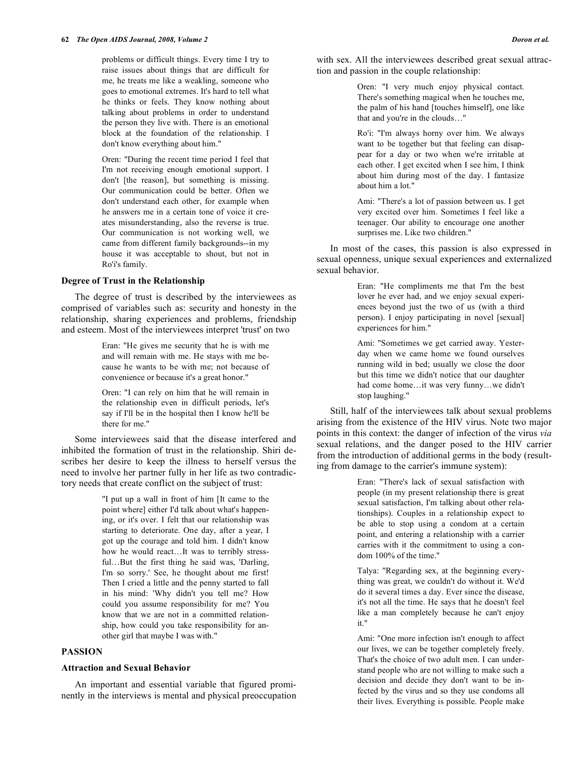problems or difficult things. Every time I try to raise issues about things that are difficult for me, he treats me like a weakling, someone who goes to emotional extremes. It's hard to tell what he thinks or feels. They know nothing about talking about problems in order to understand the person they live with. There is an emotional block at the foundation of the relationship. I don't know everything about him."

> Oren: "During the recent time period I feel that I'm not receiving enough emotional support. I don't [the reason], but something is missing. Our communication could be better. Often we don't understand each other, for example when he answers me in a certain tone of voice it creates misunderstanding, also the reverse is true. Our communication is not working well, we came from different family backgrounds--in my house it was acceptable to shout, but not in Ro'i's family.

### Degree of Trust in the Relationship

The degree of trust is described by the interviewees as comprised of variables such as: security and honesty in the relationship, sharing experiences and problems, friendship and esteem. Most of the interviewees interpret 'trust' on two

> Eran: "He gives me security that he is with me and will remain with me. He stays with me because he wants to be with me; not because of convenience or because it's a great honor."

> Oren: "I can rely on him that he will remain in the relationship even in difficult periods, let's say if I'll be in the hospital then I know he'll be there for me."

Some interviewees said that the disease interfered and inhibited the formation of trust in the relationship. Shiri describes her desire to keep the illness to herself versus the need to involve her partner fully in her life as two contradictory needs that create conflict on the subject of trust:

> "I put up a wall in front of him [It came to the point where] either I'd talk about what's happening, or it's over. I felt that our relationship was starting to deteriorate. One day, after a year, I got up the courage and told him. I didn't know how he would react…It was to terribly stressful…But the first thing he said was, 'Darling, I'm so sorry.' See, he thought about me first! Then I cried a little and the penny started to fall in his mind: 'Why didn't you tell me? How could you assume responsibility for me? You know that we are not in a committed relationship, how could you take responsibility for another girl that maybe I was with."

## PASSION

### Attraction and Sexual Behavior

An important and essential variable that figured prominently in the interviews is mental and physical preoccupation with sex. All the interviewees described great sexual attraction and passion in the couple relationship:

> Oren: "I very much enjoy physical contact. There's something magical when he touches me, the palm of his hand [touches himself], one like that and you're in the clouds…"

> Ro'i: "I'm always horny over him. We always want to be together but that feeling can disappear for a day or two when we're irritable at each other. I get excited when I see him, I think about him during most of the day. I fantasize about him a lot."

> Ami: "There's a lot of passion between us. I get very excited over him. Sometimes I feel like a teenager. Our ability to encourage one another surprises me. Like two children."

In most of the cases, this passion is also expressed in sexual openness, unique sexual experiences and externalized sexual behavior.

> Eran: "He compliments me that I'm the best lover he ever had, and we enjoy sexual experiences beyond just the two of us (with a third person). I enjoy participating in novel [sexual] experiences for him."

> Ami: "Sometimes we get carried away. Yesterday when we came home we found ourselves running wild in bed; usually we close the door but this time we didn't notice that our daughter had come home…it was very funny…we didn't stop laughing."

Still, half of the interviewees talk about sexual problems arising from the existence of the HIV virus. Note two major points in this context: the danger of infection of the virus *via* sexual relations, and the danger posed to the HIV carrier from the introduction of additional germs in the body (resulting from damage to the carrier's immune system):

> Eran: "There's lack of sexual satisfaction with people (in my present relationship there is great sexual satisfaction, I'm talking about other relationships). Couples in a relationship expect to be able to stop using a condom at a certain point, and entering a relationship with a carrier carries with it the commitment to using a condom 100% of the time."

> Talya: "Regarding sex, at the beginning everything was great, we couldn't do without it. We'd do it several times a day. Ever since the disease, it's not all the time. He says that he doesn't feel like a man completely because he can't enjoy it."

> Ami: "One more infection isn't enough to affect our lives, we can be together completely freely. That's the choice of two adult men. I can understand people who are not willing to make such a decision and decide they don't want to be infected by the virus and so they use condoms all their lives. Everything is possible. People make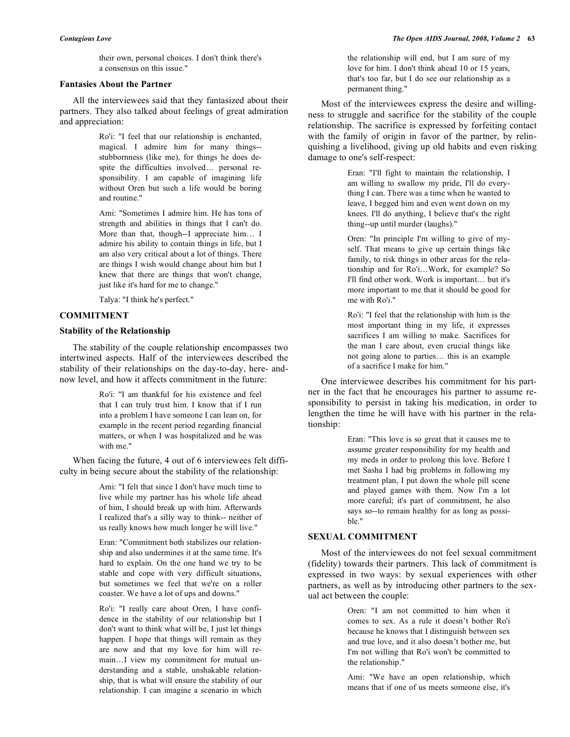their own, personal choices. I don't think there's a consensus on this issue."

### Fantasies About the Partner

All the interviewees said that they fantasized about their partners. They also talked about feelings of great admiration and appreciation:

> Ro'i: "I feel that our relationship is enchanted, magical. I admire him for many things--stubbornness (like me), for things he does despite the difficulties involved… personal responsibility. I am capable of imagining life without Oren but such a life would be boring and routine."

> Ami: "Sometimes I admire him. He has tons of strength and abilities in things that I can't do. More than that, though--I appreciate him… I admire his ability to contain things in life, but I am also very critical about a lot of things. There are things I wish would change about him but I knew that there are things that won't change, just like it's hard for me to change."

> Talya: "I think he's perfect."

## COMMITMENT

### Stability of the Relationship

The stability of the couple relationship encompasses two intertwined aspects. Half of the interviewees described the stability of their relationships on the day-to-day, here- and-now level, and how it affects commitment in the future:

> Ro'i: "I am thankful for his existence and feel that I can truly trust him. I know that if I run into a problem I have someone I can lean on, for example in the recent period regarding financial matters, or when I was hospitalized and he was with me."

When facing the future, 4 out of 6 interviewees felt difficulty in being secure about the stability of the relationship:

> Ami: "I felt that since I don't have much time to live while my partner has his whole life ahead of him, I should break up with him. Afterwards I realized that's a silly way to think-- neither of us really knows how much longer he will live."

> Eran: "Commitment both stabilizes our relationship and also undermines it at the same time. It's hard to explain. On the one hand we try to be stable and cope with very difficult situations, but sometimes we feel that we're on a roller coaster. We have a lot of ups and downs."

> Ro'i: "I really care about Oren, I have confidence in the stability of our relationship but I don't want to think what will be, I just let things happen. I hope that things will remain as they are now and that my love for him will remain…I view my commitment for mutual understanding and a stable, unshakable relationship, that is what will ensure the stability of our relationship. I can imagine a scenario in which the relationship will end, but I am sure of my love for him. I don't think ahead 10 or 15 years, that's too far, but I do see our relationship as a permanent thing."

Most of the interviewees express the desire and willingness to struggle and sacrifice for the stability of the couple relationship. The sacrifice is expressed by forfeiting contact with the family of origin in favor of the partner, by relinquishing a livelihood, giving up old habits and even risking damage to one's self-respect:

> Eran: "I'll fight to maintain the relationship, I am willing to swallow my pride, I'll do everything I can. There was a time when he wanted to leave, I begged him and even went down on my knees. I'll do anything, I believe that's the right thing--up until murder (laughs)."

> Oren: "In principle I'm willing to give of myself. That means to give up certain things like family, to risk things in other areas for the relationship and for Ro'i…Work, for example? So I'll find other work. Work is important… but it's more important to me that it should be good for me with Ro'i."

> Ro'i: "I feel that the relationship with him is the most important thing in my life, it expresses sacrifices I am willing to make. Sacrifices for the man I care about, even crucial things like not going alone to parties… this is an example of a sacrifice I make for him."

One interviewee describes his commitment for his partner in the fact that he encourages his partner to assume responsibility to persist in taking his medication, in order to lengthen the time he will have with his partner in the relationship:

> Eran: "This love is so great that it causes me to assume greater responsibility for my health and my meds in order to prolong this love. Before I met Sasha I had big problems in following my treatment plan, I put down the whole pill scene and played games with them. Now I'm a lot more careful; it's part of commitment, he also says so--to remain healthy for as long as possible."

## SEXUAL COMMITMENT

Most of the interviewees do not feel sexual commitment (fidelity) towards their partners. This lack of commitment is expressed in two ways: by sexual experiences with other partners, as well as by introducing other partners to the sexual act between the couple:

> Oren: "I am not committed to him when it comes to sex. As a rule it doesn't bother Ro'i because he knows that I distinguish between sex and true love, and it also doesn't bother me, but I'm not willing that Ro'i won't be committed to the relationship."

> Ami: "We have an open relationship, which means that if one of us meets someone else, it's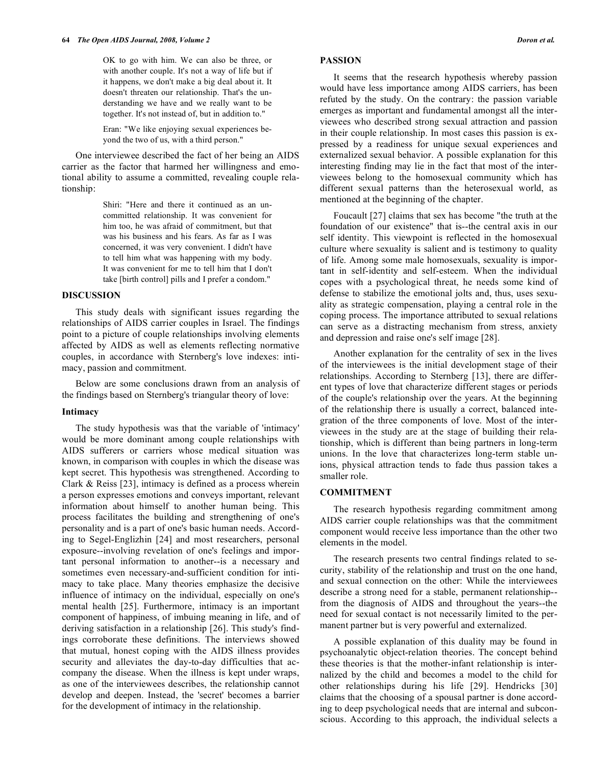OK to go with him. We can also be three, or with another couple. It's not a way of life but if it happens, we don't make a big deal about it. It doesn't threaten our relationship. That's the understanding we have and we really want to be together. It's not instead of, but in addition to."

> Eran: "We like enjoying sexual experiences beyond the two of us, with a third person."

One interviewee described the fact of her being an AIDS carrier as the factor that harmed her willingness and emotional ability to assume a committed, revealing couple relationship:

> Shiri: "Here and there it continued as an uncommitted relationship. It was convenient for him too, he was afraid of commitment, but that was his business and his fears. As far as I was concerned, it was very convenient. I didn't have to tell him what was happening with my body. It was convenient for me to tell him that I don't take [birth control] pills and I prefer a condom."

## DISCUSSION

This study deals with significant issues regarding the relationships of AIDS carrier couples in Israel. The findings point to a picture of couple relationships involving elements affected by AIDS as well as elements reflecting normative couples, in accordance with Sternberg's love indexes: intimacy, passion and commitment.

Below are some conclusions drawn from an analysis of the findings based on Sternberg's triangular theory of love:

### Intimacy

The study hypothesis was that the variable of 'intimacy' would be more dominant among couple relationships with AIDS sufferers or carriers whose medical situation was known, in comparison with couples in which the disease was kept secret. This hypothesis was strengthened. According to Clark & Reiss [23], intimacy is defined as a process wherein a person expresses emotions and conveys important, relevant information about himself to another human being. This process facilitates the building and strengthening of one's personality and is a part of one's basic human needs. According to Segel-Englizhin [24] and most researchers, personal exposure--involving revelation of one's feelings and important personal information to another--is a necessary and sometimes even necessary-and-sufficient condition for intimacy to take place. Many theories emphasize the decisive influence of intimacy on the individual, especially on one's mental health [25]. Furthermore, intimacy is an important component of happiness, of imbuing meaning in life, and of deriving satisfaction in a relationship [26]. This study's findings corroborate these definitions. The interviews showed that mutual, honest coping with the AIDS illness provides security and alleviates the day-to-day difficulties that accompany the disease. When the illness is kept under wraps, as one of the interviewees describes, the relationship cannot develop and deepen. Instead, the 'secret' becomes a barrier for the development of intimacy in the relationship.

## PASSION

It seems that the research hypothesis whereby passion would have less importance among AIDS carriers, has been refuted by the study. On the contrary: the passion variable emerges as important and fundamental amongst all the interviewees who described strong sexual attraction and passion in their couple relationship. In most cases this passion is expressed by a readiness for unique sexual experiences and externalized sexual behavior. A possible explanation for this interesting finding may lie in the fact that most of the interviewees belong to the homosexual community which has different sexual patterns than the heterosexual world, as mentioned at the beginning of the chapter.

Foucault [27] claims that sex has become "the truth at the foundation of our existence" that is--the central axis in our self identity. This viewpoint is reflected in the homosexual culture where sexuality is salient and is testimony to quality of life. Among some male homosexuals, sexuality is important in self-identity and self-esteem. When the individual copes with a psychological threat, he needs some kind of defense to stabilize the emotional jolts and, thus, uses sexuality as strategic compensation, playing a central role in the coping process. The importance attributed to sexual relations can serve as a distracting mechanism from stress, anxiety and depression and raise one's self image [28].

Another explanation for the centrality of sex in the lives of the interviewees is the initial development stage of their relationships. According to Sternberg [13], there are different types of love that characterize different stages or periods of the couple's relationship over the years. At the beginning of the relationship there is usually a correct, balanced integration of the three components of love. Most of the interviewees in the study are at the stage of building their relationship, which is different than being partners in long-term unions. In the love that characterizes long-term stable unions, physical attraction tends to fade thus passion takes a smaller role.

## COMMITMENT

The research hypothesis regarding commitment among AIDS carrier couple relationships was that the commitment component would receive less importance than the other two elements in the model.

The research presents two central findings related to security, stability of the relationship and trust on the one hand, and sexual connection on the other: While the interviewees describe a strong need for a stable, permanent relationship--from the diagnosis of AIDS and throughout the years--the need for sexual contact is not necessarily limited to the permanent partner but is very powerful and externalized.

A possible explanation of this duality may be found in psychoanalytic object-relation theories. The concept behind these theories is that the mother-infant relationship is internalized by the child and becomes a model to the child for other relationships during his life [29]. Hendricks [30] claims that the choosing of a spousal partner is done according to deep psychological needs that are internal and subconscious. According to this approach, the individual selects a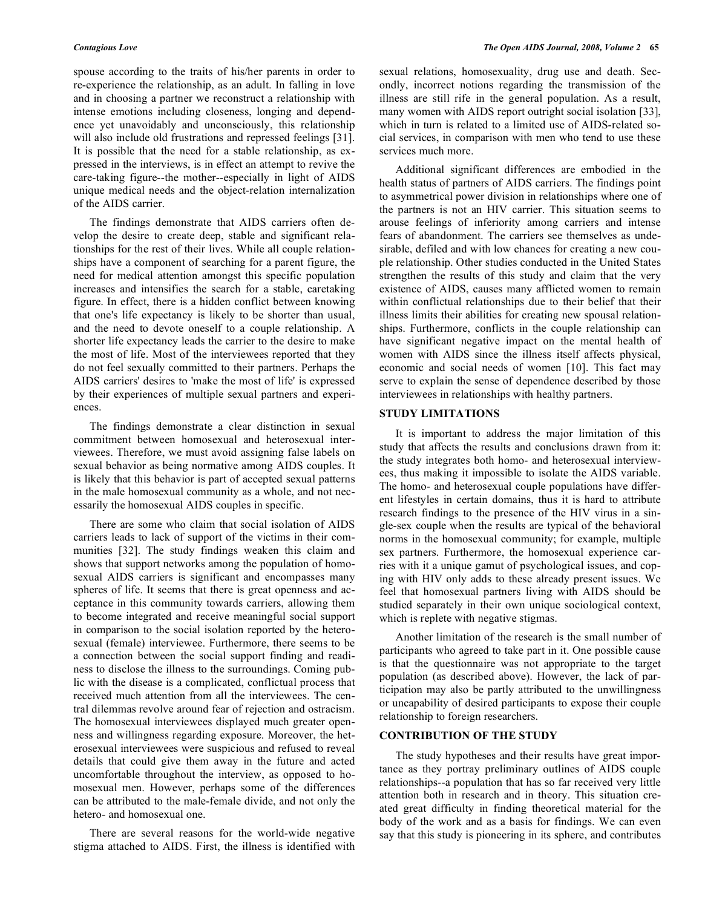spouse according to the traits of his/her parents in order to re-experience the relationship, as an adult. In falling in love and in choosing a partner we reconstruct a relationship with intense emotions including closeness, longing and dependence yet unavoidably and unconsciously, this relationship will also include old frustrations and repressed feelings [31]. It is possible that the need for a stable relationship, as expressed in the interviews, is in effect an attempt to revive the care-taking figure--the mother--especially in light of AIDS unique medical needs and the object-relation internalization of the AIDS carrier.

The findings demonstrate that AIDS carriers often develop the desire to create deep, stable and significant relationships for the rest of their lives. While all couple relationships have a component of searching for a parent figure, the need for medical attention amongst this specific population increases and intensifies the search for a stable, caretaking figure. In effect, there is a hidden conflict between knowing that one's life expectancy is likely to be shorter than usual, and the need to devote oneself to a couple relationship. A shorter life expectancy leads the carrier to the desire to make the most of life. Most of the interviewees reported that they do not feel sexually committed to their partners. Perhaps the AIDS carriers' desires to 'make the most of life' is expressed by their experiences of multiple sexual partners and experiences.

The findings demonstrate a clear distinction in sexual commitment between homosexual and heterosexual interviewees. Therefore, we must avoid assigning false labels on sexual behavior as being normative among AIDS couples. It is likely that this behavior is part of accepted sexual patterns in the male homosexual community as a whole, and not necessarily the homosexual AIDS couples in specific.

There are some who claim that social isolation of AIDS carriers leads to lack of support of the victims in their communities [32]. The study findings weaken this claim and shows that support networks among the population of homosexual AIDS carriers is significant and encompasses many spheres of life. It seems that there is great openness and acceptance in this community towards carriers, allowing them to become integrated and receive meaningful social support in comparison to the social isolation reported by the heterosexual (female) interviewee. Furthermore, there seems to be a connection between the social support finding and readiness to disclose the illness to the surroundings. Coming public with the disease is a complicated, conflictual process that received much attention from all the interviewees. The central dilemmas revolve around fear of rejection and ostracism. The homosexual interviewees displayed much greater openness and willingness regarding exposure. Moreover, the heterosexual interviewees were suspicious and refused to reveal details that could give them away in the future and acted uncomfortable throughout the interview, as opposed to homosexual men. However, perhaps some of the differences can be attributed to the male-female divide, and not only the hetero- and homosexual one.

There are several reasons for the world-wide negative stigma attached to AIDS. First, the illness is identified with sexual relations, homosexuality, drug use and death. Secondly, incorrect notions regarding the transmission of the illness are still rife in the general population. As a result, many women with AIDS report outright social isolation [33], which in turn is related to a limited use of AIDS-related social services, in comparison with men who tend to use these services much more.

Additional significant differences are embodied in the health status of partners of AIDS carriers. The findings point to asymmetrical power division in relationships where one of the partners is not an HIV carrier. This situation seems to arouse feelings of inferiority among carriers and intense fears of abandonment. The carriers see themselves as undesirable, defiled and with low chances for creating a new couple relationship. Other studies conducted in the United States strengthen the results of this study and claim that the very existence of AIDS, causes many afflicted women to remain within conflictual relationships due to their belief that their illness limits their abilities for creating new spousal relationships. Furthermore, conflicts in the couple relationship can have significant negative impact on the mental health of women with AIDS since the illness itself affects physical, economic and social needs of women [10]. This fact may serve to explain the sense of dependence described by those interviewees in relationships with healthy partners.

## STUDY LIMITATIONS

It is important to address the major limitation of this study that affects the results and conclusions drawn from it: the study integrates both homo- and heterosexual interviewees, thus making it impossible to isolate the AIDS variable. The homo- and heterosexual couple populations have different lifestyles in certain domains, thus it is hard to attribute research findings to the presence of the HIV virus in a single-sex couple when the results are typical of the behavioral norms in the homosexual community; for example, multiple sex partners. Furthermore, the homosexual experience carries with it a unique gamut of psychological issues, and coping with HIV only adds to these already present issues. We feel that homosexual partners living with AIDS should be studied separately in their own unique sociological context, which is replete with negative stigmas.

Another limitation of the research is the small number of participants who agreed to take part in it. One possible cause is that the questionnaire was not appropriate to the target population (as described above). However, the lack of participation may also be partly attributed to the unwillingness or uncapability of desired participants to expose their couple relationship to foreign researchers.

## CONTRIBUTION OF THE STUDY

The study hypotheses and their results have great importance as they portray preliminary outlines of AIDS couple relationships--a population that has so far received very little attention both in research and in theory. This situation created great difficulty in finding theoretical material for the body of the work and as a basis for findings. We can even say that this study is pioneering in its sphere, and contributes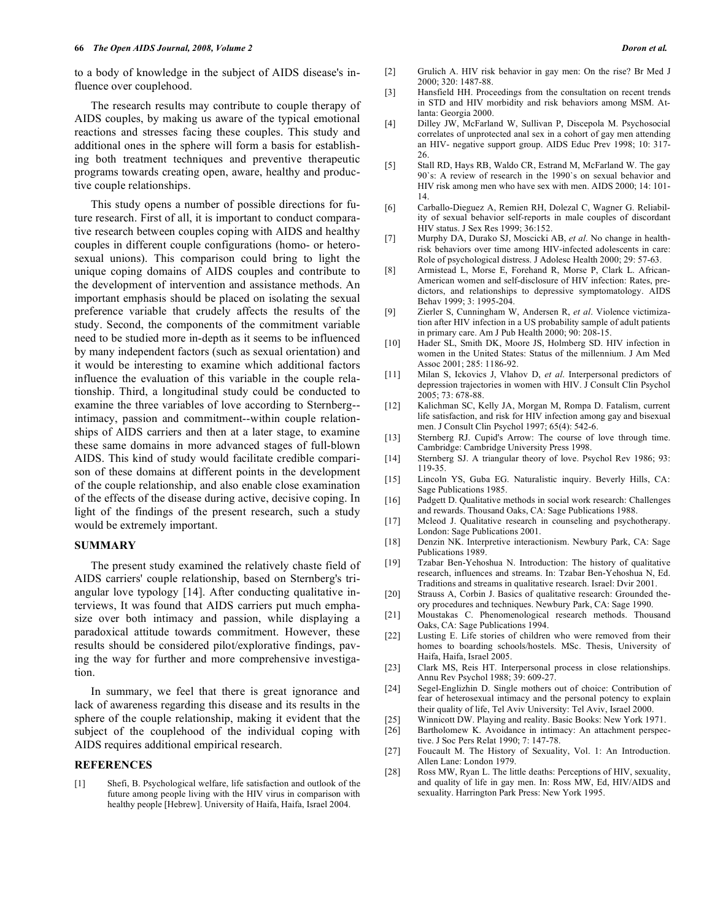to a body of knowledge in the subject of AIDS disease's influence over couplehood.

The research results may contribute to couple therapy of AIDS couples, by making us aware of the typical emotional reactions and stresses facing these couples. This study and additional ones in the sphere will form a basis for establishing both treatment techniques and preventive therapeutic programs towards creating open, aware, healthy and productive couple relationships.

This study opens a number of possible directions for future research. First of all, it is important to conduct comparative research between couples coping with AIDS and healthy couples in different couple configurations (homo- or heterosexual unions). This comparison could bring to light the unique coping domains of AIDS couples and contribute to the development of intervention and assistance methods. An important emphasis should be placed on isolating the sexual preference variable that crudely affects the results of the study. Second, the components of the commitment variable need to be studied more in-depth as it seems to be influenced by many independent factors (such as sexual orientation) and it would be interesting to examine which additional factors influence the evaluation of this variable in the couple relationship. Third, a longitudinal study could be conducted to examine the three variables of love according to Sternberg--intimacy, passion and commitment--within couple relationships of AIDS carriers and then at a later stage, to examine these same domains in more advanced stages of full-blown AIDS. This kind of study would facilitate credible comparison of these domains at different points in the development of the couple relationship, and also enable close examination of the effects of the disease during active, decisive coping. In light of the findings of the present research, such a study would be extremely important.

## SUMMARY

The present study examined the relatively chaste field of AIDS carriers' couple relationship, based on Sternberg's triangular love typology [14]. After conducting qualitative interviews, It was found that AIDS carriers put much emphasize over both intimacy and passion, while displaying a paradoxical attitude towards commitment. However, these results should be considered pilot/explorative findings, paving the way for further and more comprehensive investigation.

In summary, we feel that there is great ignorance and lack of awareness regarding this disease and its results in the sphere of the couple relationship, making it evident that the subject of the couplehood of the individual coping with AIDS requires additional empirical research.

## REFERENCES

[1] Shefi, B. Psychological welfare, life satisfaction and outlook of the future among people living with the HIV virus in comparison with healthy people [Hebrew]. University of Haifa, Haifa, Israel 2004.

[2] Grulich A. HIV risk behavior in gay men: On the rise? Br Med J 2000; 320: 1487-88.

[3] Hansfield HH. Proceedings from the consultation on recent trends in STD and HIV morbidity and risk behaviors among MSM. Atlanta: Georgia 2000.

[4] Dilley JW, McFarland W, Sullivan P, Discepola M. Psychosocial correlates of unprotected anal sex in a cohort of gay men attending an HIV- negative support group. AIDS Educ Prev 1998; 10: 317-26.

[5] Stall RD, Hays RB, Waldo CR, Estrand M, McFarland W. The gay 90`s: A review of research in the 1990`s on sexual behavior and HIV risk among men who have sex with men. AIDS 2000; 14: 101-14.

[6] Carballo-Dieguez A, Remien RH, Dolezal C, Wagner G. Reliability of sexual behavior self-reports in male couples of discordant HIV status. J Sex Res 1999; 36:152.

[7] Murphy DA, Durako SJ, Moscicki AB, *et al.* No change in health-risk behaviors over time among HIV-infected adolescents in care: Role of psychological distress. J Adolesc Health 2000; 29: 57-63.

[8] Armistead L, Morse E, Forehand R, Morse P, Clark L. African-American women and self-disclosure of HIV infection: Rates, predictors, and relationships to depressive symptomatology. AIDS Behav 1999; 3: 1995-204.

[9] Zierler S, Cunningham W, Andersen R, *et al*. Violence victimization after HIV infection in a US probability sample of adult patients in primary care. Am J Pub Health 2000; 90: 208-15.

[10] Hader SL, Smith DK, Moore JS, Holmberg SD. HIV infection in women in the United States: Status of the millennium. J Am Med Assoc 2001; 285: 1186-92.

[11] Milan S, Ickovics J, Vlahov D, *et al.* Interpersonal predictors of depression trajectories in women with HIV. J Consult Clin Psychol 2005; 73: 678-88.

[12] Kalichman SC, Kelly JA, Morgan M, Rompa D. Fatalism, current life satisfaction, and risk for HIV infection among gay and bisexual men. J Consult Clin Psychol 1997; 65(4): 542-6.

[13] Sternberg RJ. Cupid's Arrow: The course of love through time. Cambridge: Cambridge University Press 1998.

[14] Sternberg SJ. A triangular theory of love. Psychol Rev 1986; 93: 119-35.

[15] Lincoln YS, Guba EG. Naturalistic inquiry. Beverly Hills, CA: Sage Publications 1985.

[16] Padgett D. Qualitative methods in social work research: Challenges and rewards. Thousand Oaks, CA: Sage Publications 1988.

[17] Mcleod J. Qualitative research in counseling and psychotherapy. London: Sage Publications 2001.

[18] Denzin NK. Interpretive interactionism. Newbury Park, CA: Sage Publications 1989.

[19] Tzabar Ben-Yehoshua N. Introduction: The history of qualitative research, influences and streams. In: Tzabar Ben-Yehoshua N, Ed. Traditions and streams in qualitative research. Israel: Dvir 2001.

[20] Strauss A, Corbin J. Basics of qualitative research: Grounded theory procedures and techniques. Newbury Park, CA: Sage 1990.

[21] Moustakas C. Phenomenological research methods. Thousand Oaks, CA: Sage Publications 1994.

[22] Lusting E. Life stories of children who were removed from their homes to boarding schools/hostels. MSc. Thesis, University of Haifa, Haifa, Israel 2005.

[23] Clark MS, Reis HT. Interpersonal process in close relationships. Annu Rev Psychol 1988; 39: 609-27.

[24] Segel-Englizhin D. Single mothers out of choice: Contribution of fear of heterosexual intimacy and the personal potency to explain their quality of life, Tel Aviv University: Tel Aviv, Israel 2000.

[25] Winnicott DW. Playing and reality. Basic Books: New York 1971.

[26] Bartholomew K. Avoidance in intimacy: An attachment perspective. J Soc Pers Relat 1990; 7: 147-78.

[27] Foucault M. The History of Sexuality, Vol. 1: An Introduction. Allen Lane: London 1979.

[28] Ross MW, Ryan L. The little deaths: Perceptions of HIV, sexuality, and quality of life in gay men. In: Ross MW, Ed, HIV/AIDS and sexuality. Harrington Park Press: New York 1995.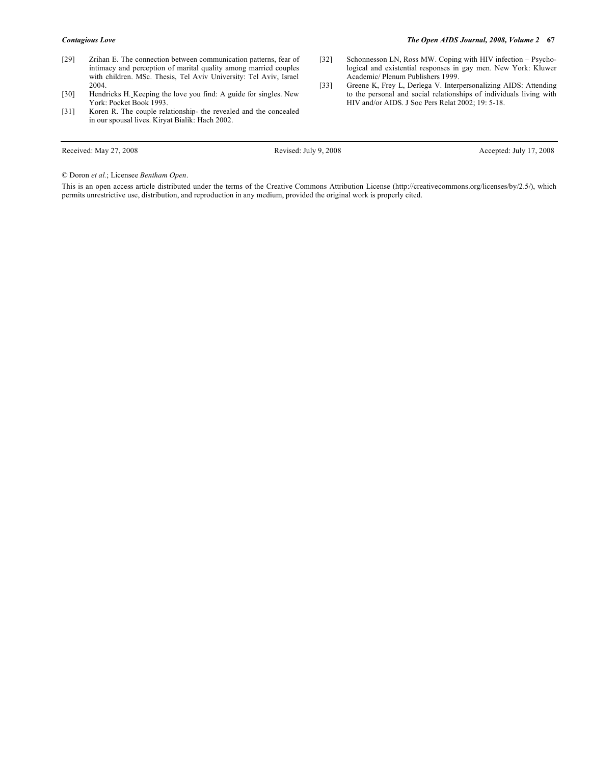[29] Zrihan E. The connection between communication patterns, fear of intimacy and perception of marital quality among married couples with children. MSc. Thesis, Tel Aviv University: Tel Aviv, Israel 2004.

[30] Hendricks H. Keeping the love you find: A guide for singles. New York: Pocket Book 1993.

[31] Koren R. The couple relationship- the revealed and the concealed in our spousal lives. Kiryat Bialik: Hach 2002.

[32] Schonnesson LN, Ross MW. Coping with HIV infection – Psychological and existential responses in gay men. New York: Kluwer Academic/ Plenum Publishers 1999.

[33] Greene K, Frey L, Derlega V. Interpersonalizing AIDS: Attending to the personal and social relationships of individuals living with HIV and/or AIDS. J Soc Pers Relat 2002; 19: 5-18.

---

Received: May 27, 2008 Revised: July 9, 2008 Accepted: July 17, 2008

© Doron *et al.*; Licensee *Bentham Open*.

This is an open access article distributed under the terms of the Creative Commons Attribution License (http://creativecommons.org/licenses/by/2.5/), which permits unrestrictive use, distribution, and reproduction in any medium, provided the original work is properly cited.